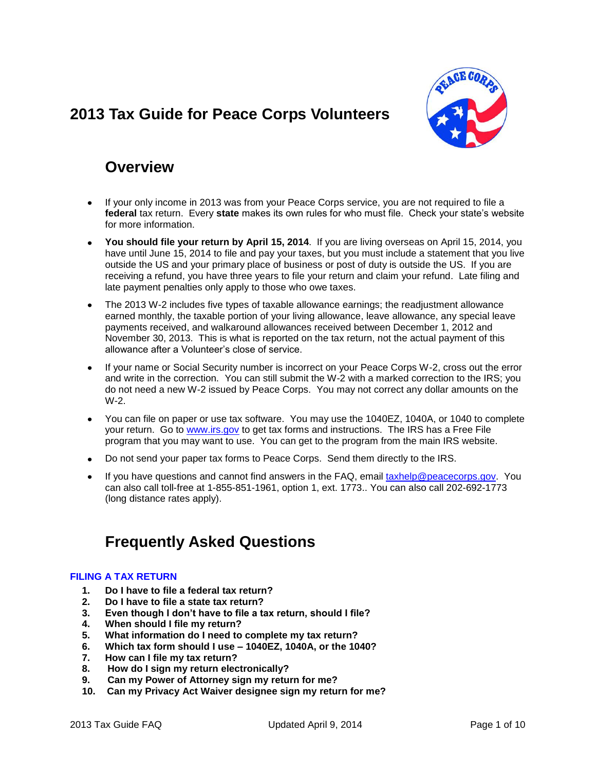# 2013 Tax Guide for Peace Corps Volunteers

## Overview

- If your only income in 2013 was from your Peace Corps service, you are not required to file a **federal** tax return. Every **state** makes its own rules for who must file. Check your state's website for more information.
- **You should file your return by April 15, 2014**. If you are living overseas on April 15, 2014, you have until June 15, 2014 to file and pay your taxes, but you must include a statement that you live outside the US and your primary place of business or post of duty is outside the US. If you are receiving a refund, you have three years to file your return and claim your refund. Late filing and late payment penalties only apply to those who owe taxes.
- The 2013 W-2 includes five types of taxable allowance earnings; the readjustment allowance earned monthly, the taxable portion of your living allowance, leave allowance, any special leave payments received, and walkaround allowances received between December 1, 2012 and November 30, 2013. This is what is reported on the tax return, not the actual payment of this allowance after a Volunteer's close of service.
- If your name or Social Security number is incorrect on your Peace Corps W-2, cross out the error and write in the correction. You can still submit the W-2 with a marked correction to the IRS; you do not need a new W-2 issued by Peace Corps. You may not correct any dollar amounts on the W-2.
- You can file on paper or use tax software. You may use the 1040EZ, 1040A, or 1040 to complete your return. Go to [www.irs.gov](http://www.irs.gov) to get tax forms and instructions. The IRS has a Free File program that you may want to use. You can get to the program from the main IRS website.
- Do not send your paper tax forms to Peace Corps. Send them directly to the IRS.
- If you have questions and cannot find answers in the FAQ, email [taxhelp@peacecorps.gov](mailto:taxhelp@peacecorps.gov). You can also call toll-free at 1-855-851-1961, option 1, ext. 1773.. You can also call 202-692-1773 (long distance rates apply).

## Frequently Asked Questions

### FILING A TAX RETURN

1. **Do I have to file a federal tax return?**
2. **Do I have to file a state tax return?**
3. **Even though I don't have to file a tax return, should I file?**
4. **When should I file my return?**
5. **What information do I need to complete my tax return?**
6. **Which tax form should I use – 1040EZ, 1040A, or the 1040?**
7. **How can I file my tax return?**
8. **How do I sign my return electronically?**
9. **Can my Power of Attorney sign my return for me?**
10. **Can my Privacy Act Waiver designee sign my return for me?**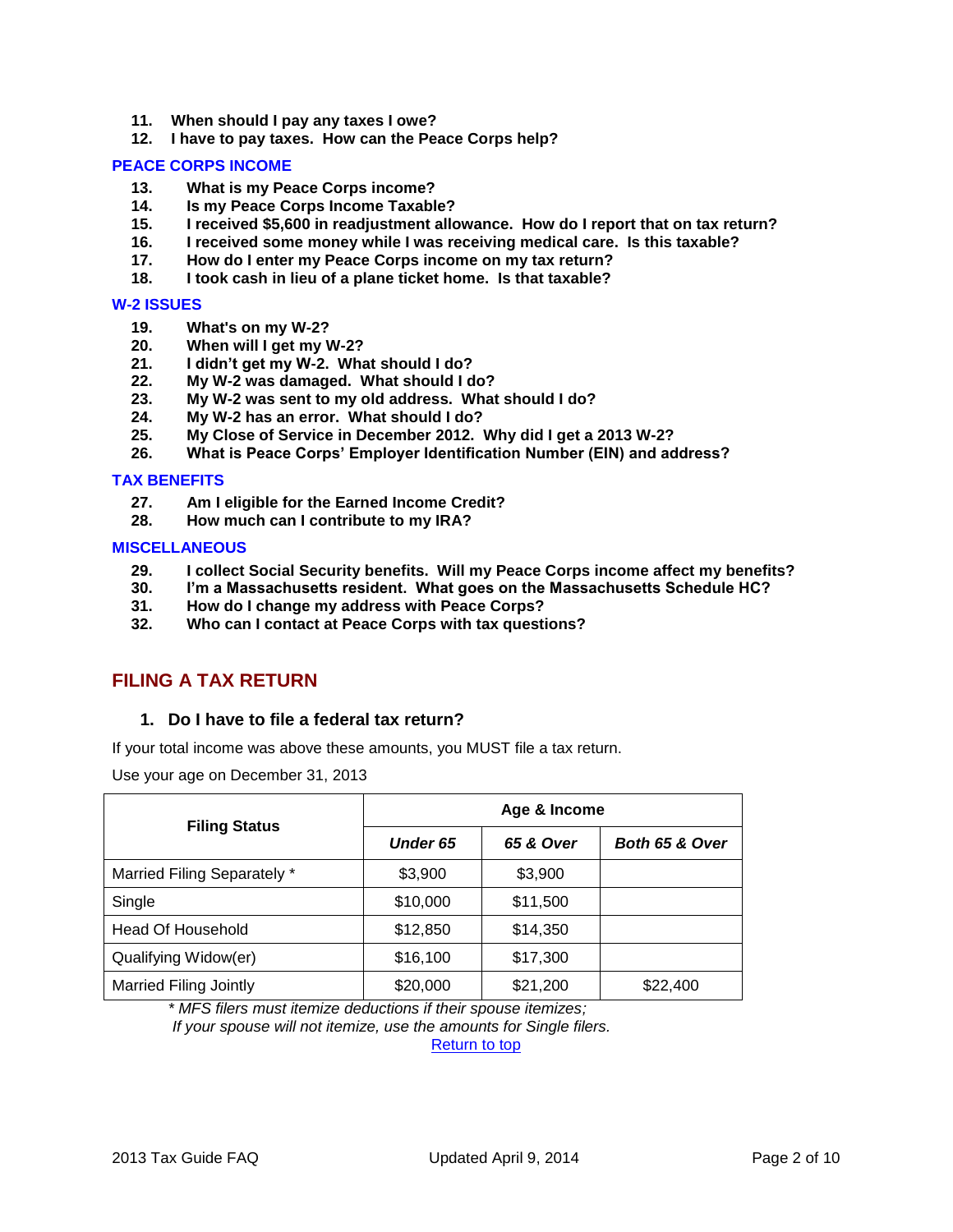11. **When should I pay any taxes I owe?**
12. **I have to pay taxes. How can the Peace Corps help?**

### PEACE CORPS INCOME

13. **What is my Peace Corps income?**
14. **Is my Peace Corps Income Taxable?**
15. **I received $5,600 in readjustment allowance. How do I report that on tax return?**
16. **I received some money while I was receiving medical care. Is this taxable?**
17. **How do I enter my Peace Corps income on my tax return?**
18. **I took cash in lieu of a plane ticket home. Is that taxable?**

### W-2 ISSUES

19. **What's on my W-2?**
20. **When will I get my W-2?**
21. **I didn't get my W-2. What should I do?**
22. **My W-2 was damaged. What should I do?**
23. **My W-2 was sent to my old address. What should I do?**
24. **My W-2 has an error. What should I do?**
25. **My Close of Service in December 2012. Why did I get a 2013 W-2?**
26. **What is Peace Corps' Employer Identification Number (EIN) and address?**

### TAX BENEFITS

27. **Am I eligible for the Earned Income Credit?**
28. **How much can I contribute to my IRA?**

### MISCELLANEOUS

29. **I collect Social Security benefits. Will my Peace Corps income affect my benefits?**
30. **I'm a Massachusetts resident. What goes on the Massachusetts Schedule HC?**
31. **How do I change my address with Peace Corps?**
32. **Who can I contact at Peace Corps with tax questions?**

## FILING A TAX RETURN

### 1. Do I have to file a federal tax return?

If your total income was above these amounts, you MUST file a tax return.

Use your age on December 31, 2013

| Filing Status | Age & Income | | |
|---|---|---|---|
| | *Under 65* | *65 & Over* | *Both 65 & Over* |
| Married Filing Separately * | $3,900 | $3,900 | |
| Single | $10,000 | $11,500 | |
| Head Of Household | $12,850 | $14,350 | |
| Qualifying Widow(er) | $16,100 | $17,300 | |
| Married Filing Jointly | $20,000 | $21,200 | $22,400 |

*\* MFS filers must itemize deductions if their spouse itemizes;*
*If your spouse will not itemize, use the amounts for Single filers.*

Return to top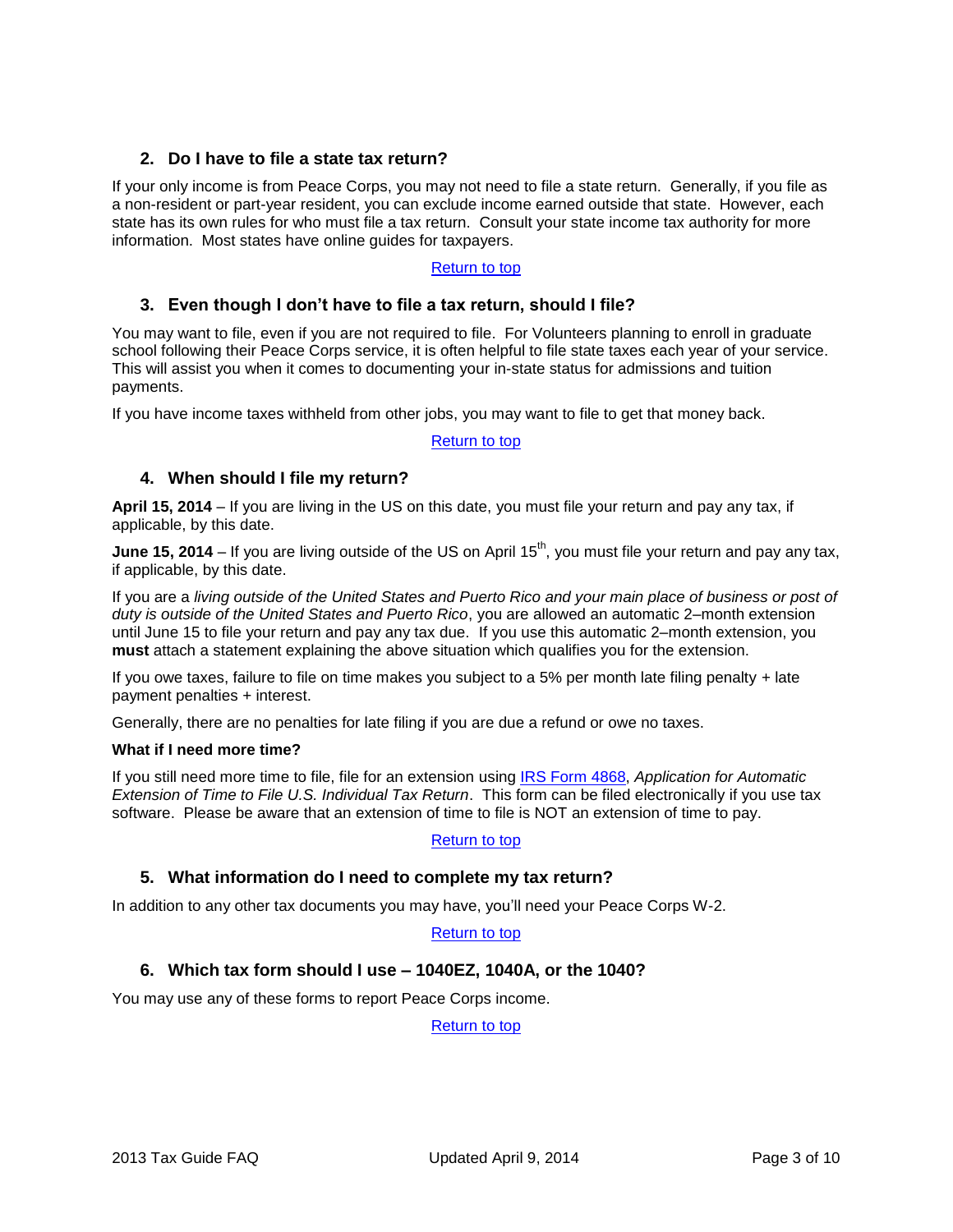## 2. Do I have to file a state tax return?

If your only income is from Peace Corps, you may not need to file a state return. Generally, if you file as a non-resident or part-year resident, you can exclude income earned outside that state. However, each state has its own rules for who must file a tax return. Consult your state income tax authority for more information. Most states have online guides for taxpayers.

Return to top

## 3. Even though I don't have to file a tax return, should I file?

You may want to file, even if you are not required to file. For Volunteers planning to enroll in graduate school following their Peace Corps service, it is often helpful to file state taxes each year of your service. This will assist you when it comes to documenting your in-state status for admissions and tuition payments.

If you have income taxes withheld from other jobs, you may want to file to get that money back.

Return to top

## 4. When should I file my return?

**April 15, 2014** – If you are living in the US on this date, you must file your return and pay any tax, if applicable, by this date.

**June 15, 2014** – If you are living outside of the US on April 15th, you must file your return and pay any tax, if applicable, by this date.

If you are a *living outside of the United States and Puerto Rico and your main place of business or post of duty is outside of the United States and Puerto Rico*, you are allowed an automatic 2–month extension until June 15 to file your return and pay any tax due. If you use this automatic 2–month extension, you **must** attach a statement explaining the above situation which qualifies you for the extension.

If you owe taxes, failure to file on time makes you subject to a 5% per month late filing penalty + late payment penalties + interest.

Generally, there are no penalties for late filing if you are due a refund or owe no taxes.

**What if I need more time?**

If you still need more time to file, file for an extension using IRS Form 4868, *Application for Automatic Extension of Time to File U.S. Individual Tax Return*. This form can be filed electronically if you use tax software. Please be aware that an extension of time to file is NOT an extension of time to pay.

Return to top

## 5. What information do I need to complete my tax return?

In addition to any other tax documents you may have, you'll need your Peace Corps W-2.

Return to top

## 6. Which tax form should I use – 1040EZ, 1040A, or the 1040?

You may use any of these forms to report Peace Corps income.

Return to top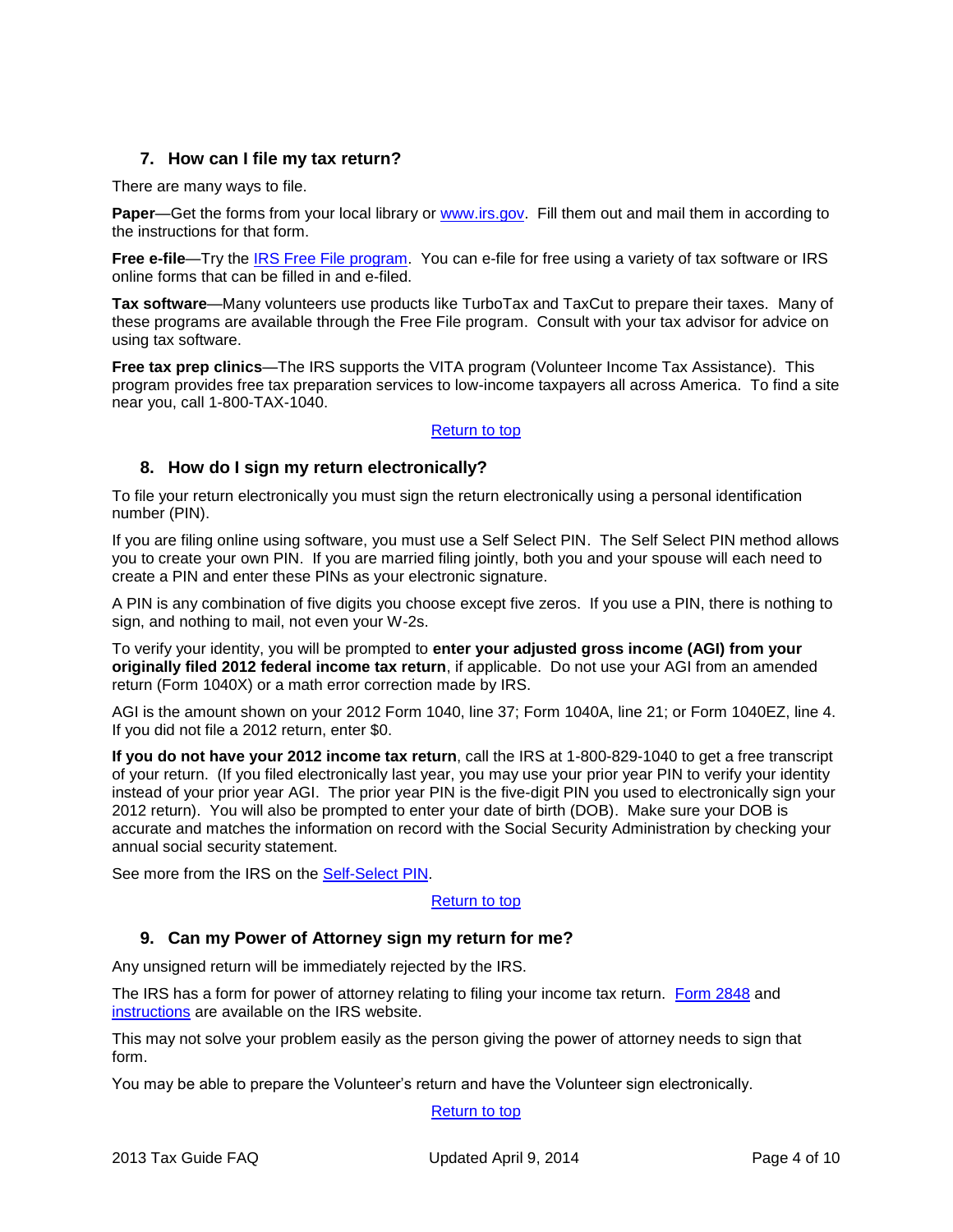## 7. How can I file my tax return?

There are many ways to file.

**Paper**—Get the forms from your local library or www.irs.gov. Fill them out and mail them in according to the instructions for that form.

**Free e-file**—Try the IRS Free File program. You can e-file for free using a variety of tax software or IRS online forms that can be filled in and e-filed.

**Tax software**—Many volunteers use products like TurboTax and TaxCut to prepare their taxes. Many of these programs are available through the Free File program. Consult with your tax advisor for advice on using tax software.

**Free tax prep clinics**—The IRS supports the VITA program (Volunteer Income Tax Assistance). This program provides free tax preparation services to low-income taxpayers all across America. To find a site near you, call 1-800-TAX-1040.

Return to top

## 8. How do I sign my return electronically?

To file your return electronically you must sign the return electronically using a personal identification number (PIN).

If you are filing online using software, you must use a Self Select PIN. The Self Select PIN method allows you to create your own PIN. If you are married filing jointly, both you and your spouse will each need to create a PIN and enter these PINs as your electronic signature.

A PIN is any combination of five digits you choose except five zeros. If you use a PIN, there is nothing to sign, and nothing to mail, not even your W-2s.

To verify your identity, you will be prompted to **enter your adjusted gross income (AGI) from your originally filed 2012 federal income tax return**, if applicable. Do not use your AGI from an amended return (Form 1040X) or a math error correction made by IRS.

AGI is the amount shown on your 2012 Form 1040, line 37; Form 1040A, line 21; or Form 1040EZ, line 4. If you did not file a 2012 return, enter $0.

**If you do not have your 2012 income tax return**, call the IRS at 1-800-829-1040 to get a free transcript of your return. (If you filed electronically last year, you may use your prior year PIN to verify your identity instead of your prior year AGI. The prior year PIN is the five-digit PIN you used to electronically sign your 2012 return). You will also be prompted to enter your date of birth (DOB). Make sure your DOB is accurate and matches the information on record with the Social Security Administration by checking your annual social security statement.

See more from the IRS on the Self-Select PIN.

Return to top

## 9. Can my Power of Attorney sign my return for me?

Any unsigned return will be immediately rejected by the IRS.

The IRS has a form for power of attorney relating to filing your income tax return. Form 2848 and instructions are available on the IRS website.

This may not solve your problem easily as the person giving the power of attorney needs to sign that form.

You may be able to prepare the Volunteer's return and have the Volunteer sign electronically.

Return to top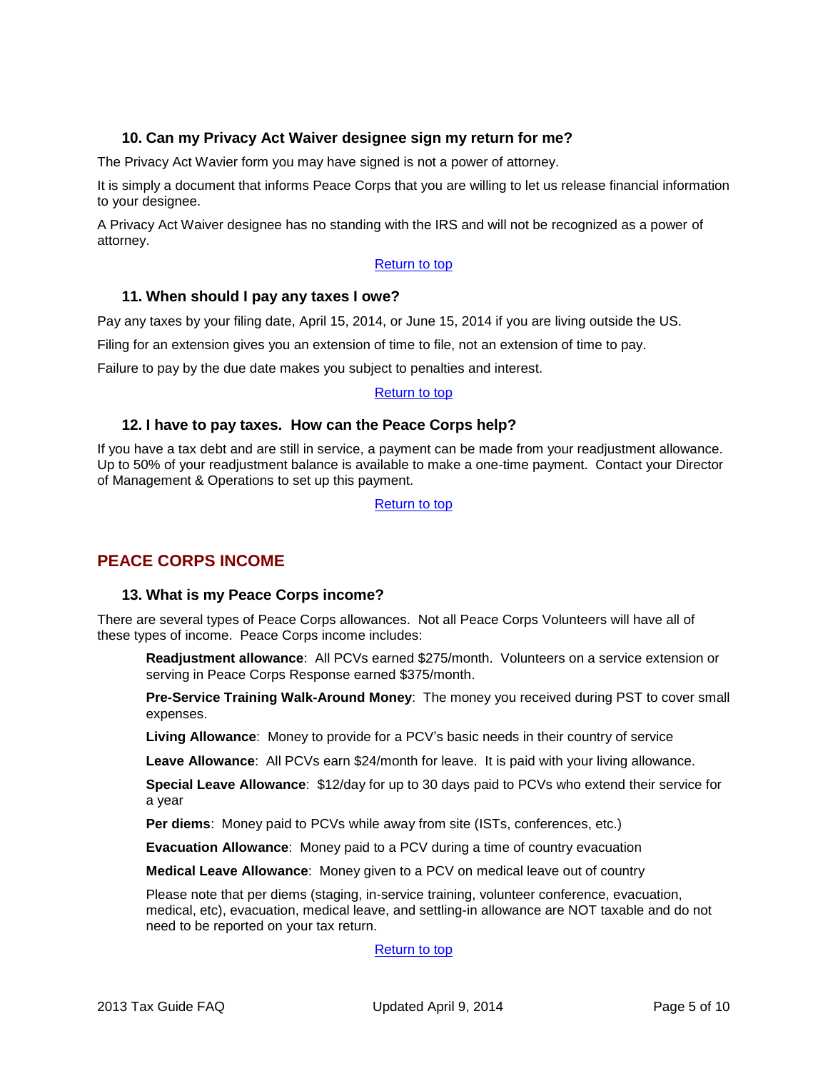### 10. Can my Privacy Act Waiver designee sign my return for me?

The Privacy Act Wavier form you may have signed is not a power of attorney.

It is simply a document that informs Peace Corps that you are willing to let us release financial information to your designee.

A Privacy Act Waiver designee has no standing with the IRS and will not be recognized as a power of attorney.

Return to top

### 11. When should I pay any taxes I owe?

Pay any taxes by your filing date, April 15, 2014, or June 15, 2014 if you are living outside the US.

Filing for an extension gives you an extension of time to file, not an extension of time to pay.

Failure to pay by the due date makes you subject to penalties and interest.

Return to top

### 12. I have to pay taxes. How can the Peace Corps help?

If you have a tax debt and are still in service, a payment can be made from your readjustment allowance. Up to 50% of your readjustment balance is available to make a one-time payment. Contact your Director of Management & Operations to set up this payment.

Return to top

## PEACE CORPS INCOME

### 13. What is my Peace Corps income?

There are several types of Peace Corps allowances. Not all Peace Corps Volunteers will have all of these types of income. Peace Corps income includes:

**Readjustment allowance**: All PCVs earned $275/month. Volunteers on a service extension or serving in Peace Corps Response earned $375/month.

**Pre-Service Training Walk-Around Money**: The money you received during PST to cover small expenses.

**Living Allowance**: Money to provide for a PCV's basic needs in their country of service

**Leave Allowance**: All PCVs earn $24/month for leave. It is paid with your living allowance.

**Special Leave Allowance**: $12/day for up to 30 days paid to PCVs who extend their service for a year

**Per diems**: Money paid to PCVs while away from site (ISTs, conferences, etc.)

**Evacuation Allowance**: Money paid to a PCV during a time of country evacuation

**Medical Leave Allowance**: Money given to a PCV on medical leave out of country

Please note that per diems (staging, in-service training, volunteer conference, evacuation, medical, etc), evacuation, medical leave, and settling-in allowance are NOT taxable and do not need to be reported on your tax return.

Return to top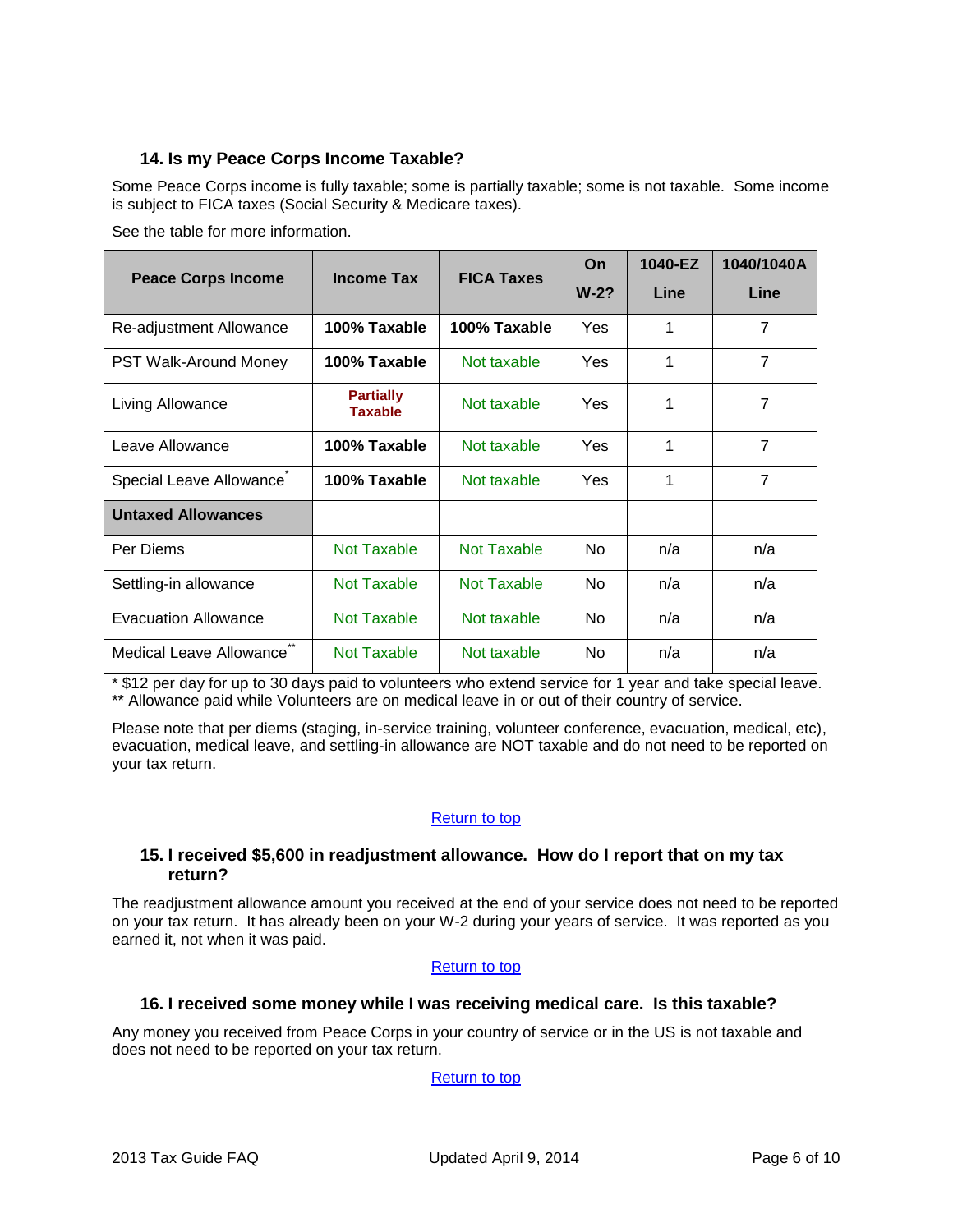### 14. Is my Peace Corps Income Taxable?

Some Peace Corps income is fully taxable; some is partially taxable; some is not taxable. Some income is subject to FICA taxes (Social Security & Medicare taxes).

See the table for more information.

| Peace Corps Income | Income Tax | FICA Taxes | On W-2? | 1040-EZ Line | 1040/1040A Line |
|---|---|---|---|---|---|
| Re-adjustment Allowance | **100% Taxable** | **100% Taxable** | Yes | 1 | 7 |
| PST Walk-Around Money | **100% Taxable** | Not taxable | Yes | 1 | 7 |
| Living Allowance | **Partially Taxable** | Not taxable | Yes | 1 | 7 |
| Leave Allowance | **100% Taxable** | Not taxable | Yes | 1 | 7 |
| Special Leave Allowance* | **100% Taxable** | Not taxable | Yes | 1 | 7 |
| **Untaxed Allowances** | | | | | |
| Per Diems | Not Taxable | Not Taxable | No | n/a | n/a |
| Settling-in allowance | Not Taxable | Not Taxable | No | n/a | n/a |
| Evacuation Allowance | Not Taxable | Not taxable | No | n/a | n/a |
| Medical Leave Allowance** | Not Taxable | Not taxable | No | n/a | n/a |

\* $12 per day for up to 30 days paid to volunteers who extend service for 1 year and take special leave.
\*\* Allowance paid while Volunteers are on medical leave in or out of their country of service.

Please note that per diems (staging, in-service training, volunteer conference, evacuation, medical, etc), evacuation, medical leave, and settling-in allowance are NOT taxable and do not need to be reported on your tax return.

Return to top

### 15. I received $5,600 in readjustment allowance. How do I report that on my tax return?

The readjustment allowance amount you received at the end of your service does not need to be reported on your tax return. It has already been on your W-2 during your years of service. It was reported as you earned it, not when it was paid.

Return to top

### 16. I received some money while I was receiving medical care. Is this taxable?

Any money you received from Peace Corps in your country of service or in the US is not taxable and does not need to be reported on your tax return.

Return to top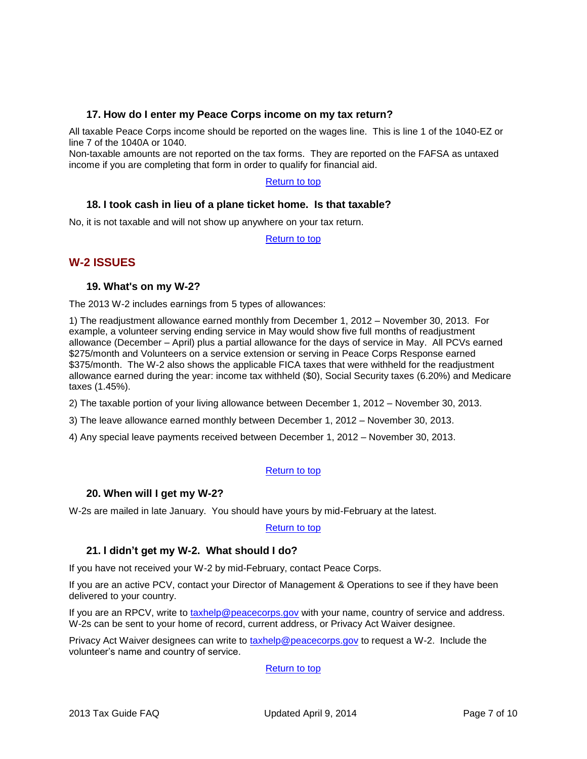### 17. How do I enter my Peace Corps income on my tax return?

All taxable Peace Corps income should be reported on the wages line. This is line 1 of the 1040-EZ or line 7 of the 1040A or 1040.
Non-taxable amounts are not reported on the tax forms. They are reported on the FAFSA as untaxed income if you are completing that form in order to qualify for financial aid.

[Return to top]

### 18. I took cash in lieu of a plane ticket home. Is that taxable?

No, it is not taxable and will not show up anywhere on your tax return.

[Return to top]

## W-2 ISSUES

### 19. What's on my W-2?

The 2013 W-2 includes earnings from 5 types of allowances:

1) The readjustment allowance earned monthly from December 1, 2012 – November 30, 2013. For example, a volunteer serving ending service in May would show five full months of readjustment allowance (December – April) plus a partial allowance for the days of service in May. All PCVs earned $275/month and Volunteers on a service extension or serving in Peace Corps Response earned $375/month. The W-2 also shows the applicable FICA taxes that were withheld for the readjustment allowance earned during the year: income tax withheld ($0), Social Security taxes (6.20%) and Medicare taxes (1.45%).

2) The taxable portion of your living allowance between December 1, 2012 – November 30, 2013.

3) The leave allowance earned monthly between December 1, 2012 – November 30, 2013.

4) Any special leave payments received between December 1, 2012 – November 30, 2013.

[Return to top]

### 20. When will I get my W-2?

W-2s are mailed in late January. You should have yours by mid-February at the latest.

[Return to top]

### 21. I didn't get my W-2. What should I do?

If you have not received your W-2 by mid-February, contact Peace Corps.

If you are an active PCV, contact your Director of Management & Operations to see if they have been delivered to your country.

If you are an RPCV, write to taxhelp@peacecorps.gov with your name, country of service and address. W-2s can be sent to your home of record, current address, or Privacy Act Waiver designee.

Privacy Act Waiver designees can write to taxhelp@peacecorps.gov to request a W-2. Include the volunteer's name and country of service.

[Return to top]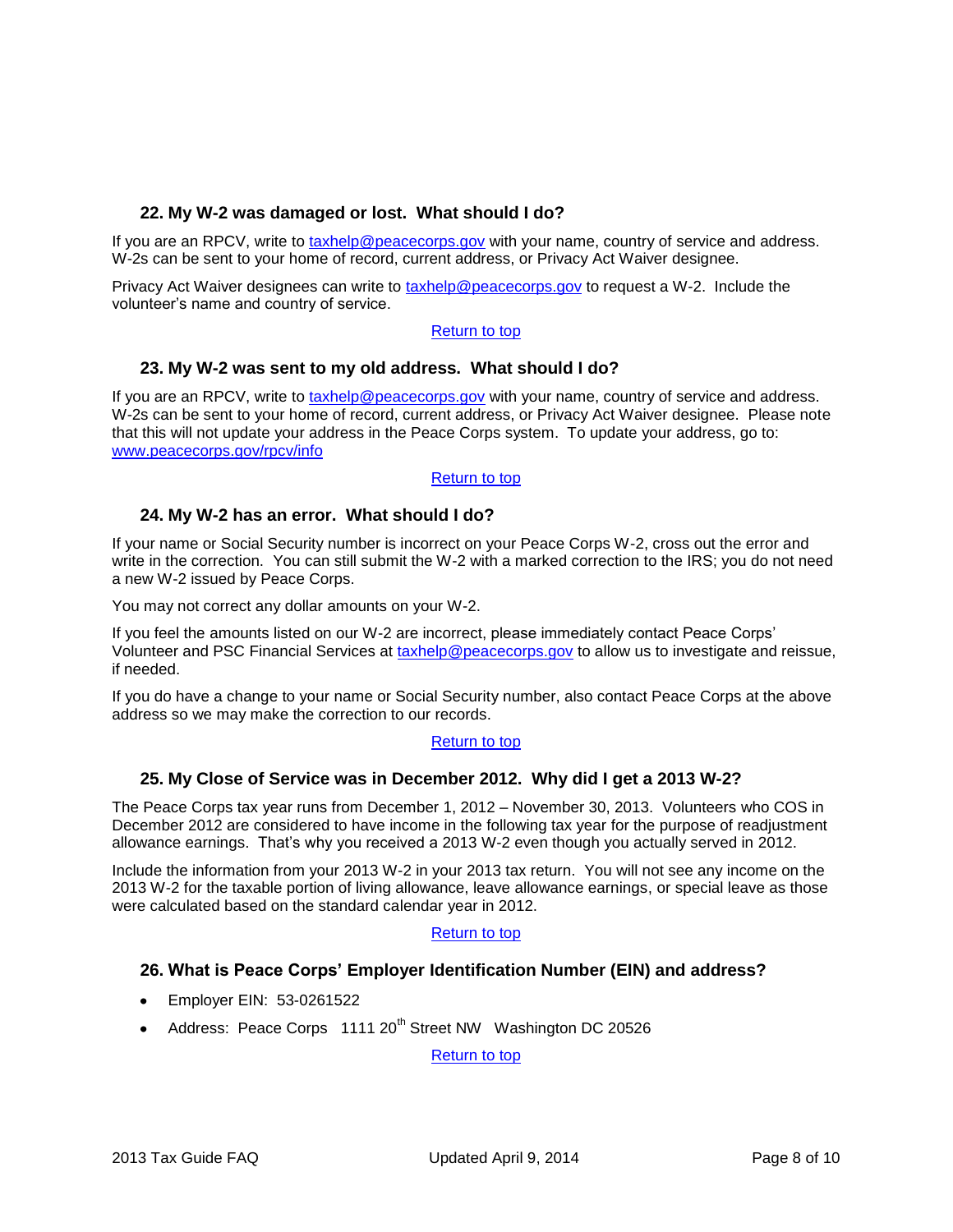### 22. My W-2 was damaged or lost. What should I do?

If you are an RPCV, write to [taxhelp@peacecorps.gov](mailto:taxhelp@peacecorps.gov) with your name, country of service and address. W-2s can be sent to your home of record, current address, or Privacy Act Waiver designee.

Privacy Act Waiver designees can write to [taxhelp@peacecorps.gov](mailto:taxhelp@peacecorps.gov) to request a W-2. Include the volunteer's name and country of service.

Return to top

### 23. My W-2 was sent to my old address. What should I do?

If you are an RPCV, write to [taxhelp@peacecorps.gov](mailto:taxhelp@peacecorps.gov) with your name, country of service and address. W-2s can be sent to your home of record, current address, or Privacy Act Waiver designee. Please note that this will not update your address in the Peace Corps system. To update your address, go to: [www.peacecorps.gov/rpcv/info](http://www.peacecorps.gov/rpcv/info)

Return to top

### 24. My W-2 has an error. What should I do?

If your name or Social Security number is incorrect on your Peace Corps W-2, cross out the error and write in the correction. You can still submit the W-2 with a marked correction to the IRS; you do not need a new W-2 issued by Peace Corps.

You may not correct any dollar amounts on your W-2.

If you feel the amounts listed on our W-2 are incorrect, please immediately contact Peace Corps' Volunteer and PSC Financial Services at [taxhelp@peacecorps.gov](mailto:taxhelp@peacecorps.gov) to allow us to investigate and reissue, if needed.

If you do have a change to your name or Social Security number, also contact Peace Corps at the above address so we may make the correction to our records.

Return to top

### 25. My Close of Service was in December 2012. Why did I get a 2013 W-2?

The Peace Corps tax year runs from December 1, 2012 – November 30, 2013. Volunteers who COS in December 2012 are considered to have income in the following tax year for the purpose of readjustment allowance earnings. That's why you received a 2013 W-2 even though you actually served in 2012.

Include the information from your 2013 W-2 in your 2013 tax return. You will not see any income on the 2013 W-2 for the taxable portion of living allowance, leave allowance earnings, or special leave as those were calculated based on the standard calendar year in 2012.

Return to top

### 26. What is Peace Corps' Employer Identification Number (EIN) and address?

- Employer EIN: 53-0261522
- Address: Peace Corps 1111 20th Street NW Washington DC 20526

Return to top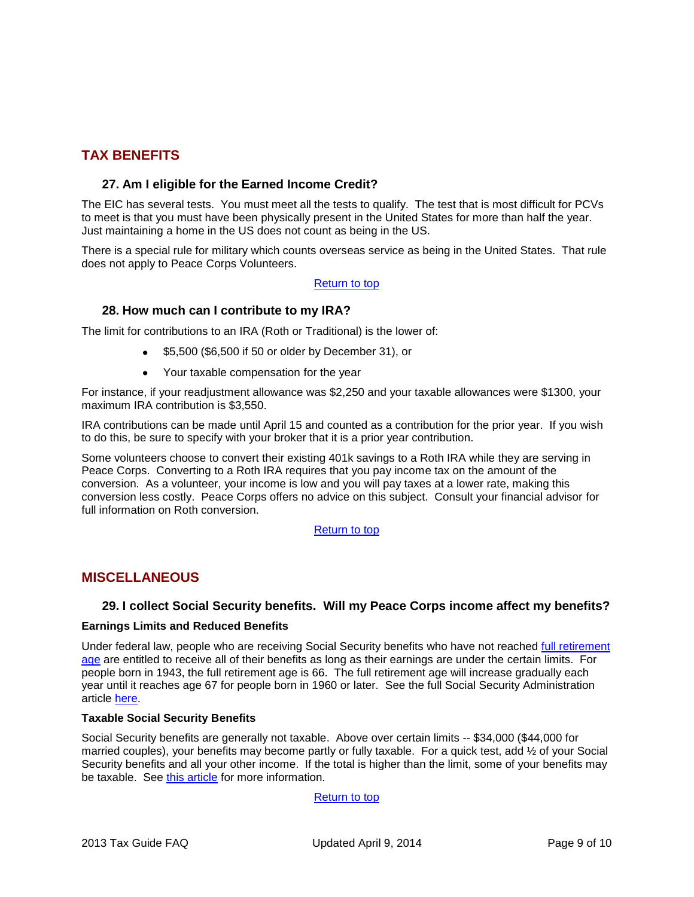## TAX BENEFITS

### 27. Am I eligible for the Earned Income Credit?

The EIC has several tests. You must meet all the tests to qualify. The test that is most difficult for PCVs to meet is that you must have been physically present in the United States for more than half the year. Just maintaining a home in the US does not count as being in the US.

There is a special rule for military which counts overseas service as being in the United States. That rule does not apply to Peace Corps Volunteers.

Return to top

### 28. How much can I contribute to my IRA?

The limit for contributions to an IRA (Roth or Traditional) is the lower of:

- $5,500 ($6,500 if 50 or older by December 31), or
- Your taxable compensation for the year

For instance, if your readjustment allowance was $2,250 and your taxable allowances were $1300, your maximum IRA contribution is $3,550.

IRA contributions can be made until April 15 and counted as a contribution for the prior year. If you wish to do this, be sure to specify with your broker that it is a prior year contribution.

Some volunteers choose to convert their existing 401k savings to a Roth IRA while they are serving in Peace Corps. Converting to a Roth IRA requires that you pay income tax on the amount of the conversion. As a volunteer, your income is low and you will pay taxes at a lower rate, making this conversion less costly. Peace Corps offers no advice on this subject. Consult your financial advisor for full information on Roth conversion.

Return to top

## MISCELLANEOUS

### 29. I collect Social Security benefits. Will my Peace Corps income affect my benefits?

**Earnings Limits and Reduced Benefits**

Under federal law, people who are receiving Social Security benefits who have not reached full retirement age are entitled to receive all of their benefits as long as their earnings are under the certain limits. For people born in 1943, the full retirement age is 66. The full retirement age will increase gradually each year until it reaches age 67 for people born in 1960 or later. See the full Social Security Administration article here.

**Taxable Social Security Benefits**

Social Security benefits are generally not taxable. Above over certain limits -- $34,000 ($44,000 for married couples), your benefits may become partly or fully taxable. For a quick test, add ½ of your Social Security benefits and all your other income. If the total is higher than the limit, some of your benefits may be taxable. See this article for more information.

Return to top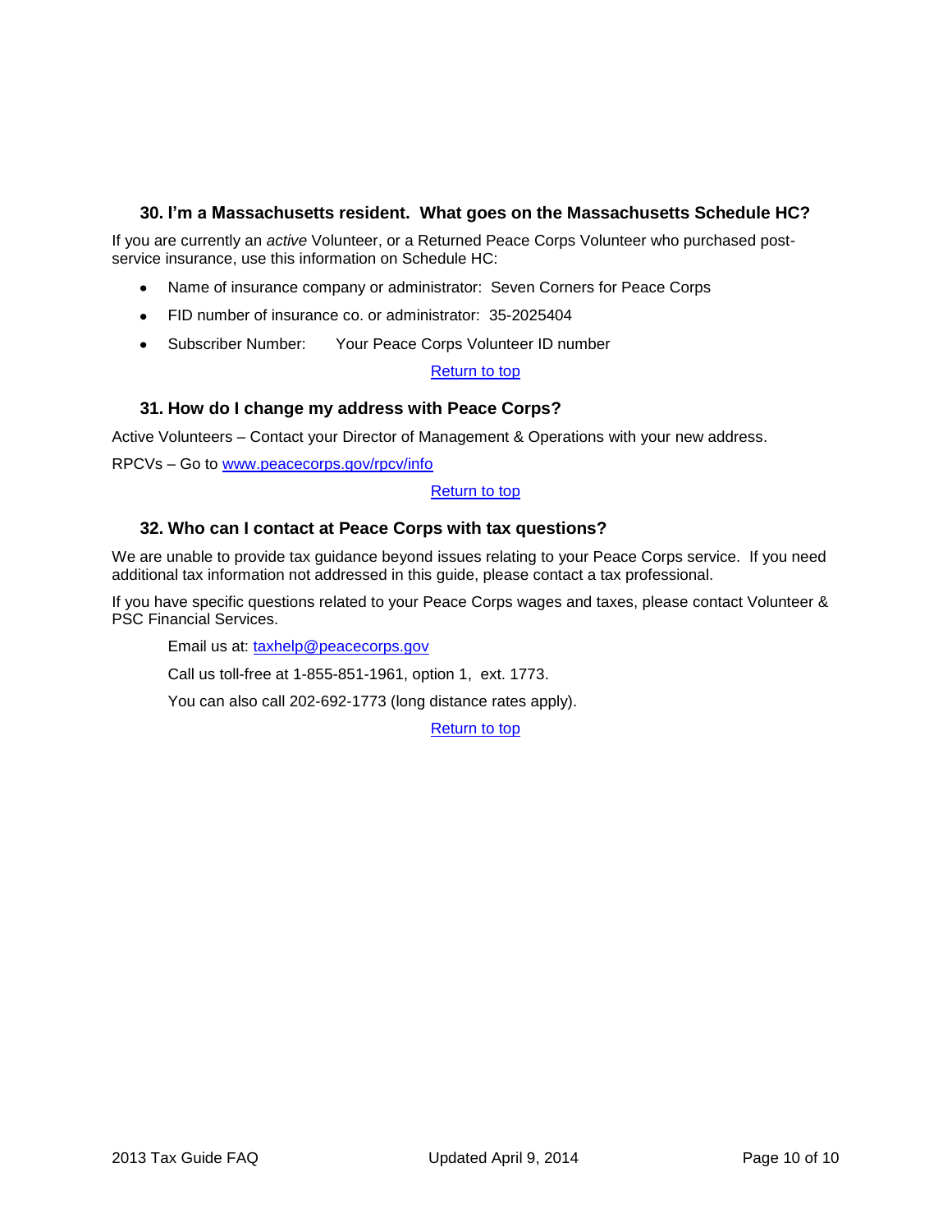### 30. I'm a Massachusetts resident. What goes on the Massachusetts Schedule HC?

If you are currently an *active* Volunteer, or a Returned Peace Corps Volunteer who purchased post-service insurance, use this information on Schedule HC:

- Name of insurance company or administrator: Seven Corners for Peace Corps
- FID number of insurance co. or administrator: 35-2025404
- Subscriber Number: Your Peace Corps Volunteer ID number

Return to top

### 31. How do I change my address with Peace Corps?

Active Volunteers – Contact your Director of Management & Operations with your new address.

RPCVs – Go to www.peacecorps.gov/rpcv/info

Return to top

### 32. Who can I contact at Peace Corps with tax questions?

We are unable to provide tax guidance beyond issues relating to your Peace Corps service. If you need additional tax information not addressed in this guide, please contact a tax professional.

If you have specific questions related to your Peace Corps wages and taxes, please contact Volunteer & PSC Financial Services.

Email us at: taxhelp@peacecorps.gov

Call us toll-free at 1-855-851-1961, option 1, ext. 1773.

You can also call 202-692-1773 (long distance rates apply).

Return to top